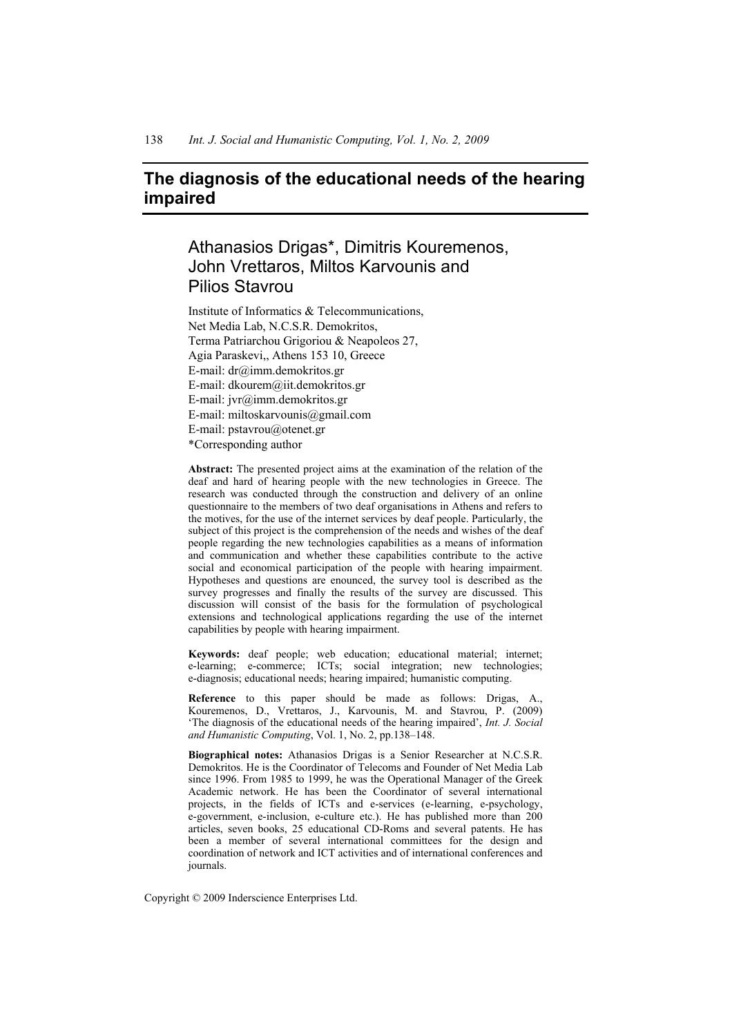# The diagnosis of the educational needs of the hearing impaired

## Athanasios Drigas*, Dimitris Kouremenos, John Vrettaros, Miltos Karvounis and Pilios Stavrou

Institute of Informatics & Telecommunications,
Net Media Lab, N.C.S.R. Demokritos,
Terma Patriarchou Grigoriou & Neapoleos 27,
Agia Paraskevi,, Athens 153 10, Greece
E-mail: dr@imm.demokritos.gr
E-mail: dkourem@iit.demokritos.gr
E-mail: jvr@imm.demokritos.gr
E-mail: miltoskarvounis@gmail.com
E-mail: pstavrou@otenet.gr
*Corresponding author

**Abstract:** The presented project aims at the examination of the relation of the deaf and hard of hearing people with the new technologies in Greece. The research was conducted through the construction and delivery of an online questionnaire to the members of two deaf organisations in Athens and refers to the motives, for the use of the internet services by deaf people. Particularly, the subject of this project is the comprehension of the needs and wishes of the deaf people regarding the new technologies capabilities as a means of information and communication and whether these capabilities contribute to the active social and economical participation of the people with hearing impairment. Hypotheses and questions are enounced, the survey tool is described as the survey progresses and finally the results of the survey are discussed. This discussion will consist of the basis for the formulation of psychological extensions and technological applications regarding the use of the internet capabilities by people with hearing impairment.

**Keywords:** deaf people; web education; educational material; internet; e-learning; e-commerce; ICTs; social integration; new technologies; e-diagnosis; educational needs; hearing impaired; humanistic computing.

**Reference** to this paper should be made as follows: Drigas, A., Kouremenos, D., Vrettaros, J., Karvounis, M. and Stavrou, P. (2009) 'The diagnosis of the educational needs of the hearing impaired', *Int. J. Social and Humanistic Computing*, Vol. 1, No. 2, pp.138–148.

**Biographical notes:** Athanasios Drigas is a Senior Researcher at N.C.S.R. Demokritos. He is the Coordinator of Telecoms and Founder of Net Media Lab since 1996. From 1985 to 1999, he was the Operational Manager of the Greek Academic network. He has been the Coordinator of several international projects, in the fields of ICTs and e-services (e-learning, e-psychology, e-government, e-inclusion, e-culture etc.). He has published more than 200 articles, seven books, 25 educational CD-Roms and several patents. He has been a member of several international committees for the design and coordination of network and ICT activities and of international conferences and journals.

Copyright © 2009 Inderscience Enterprises Ltd.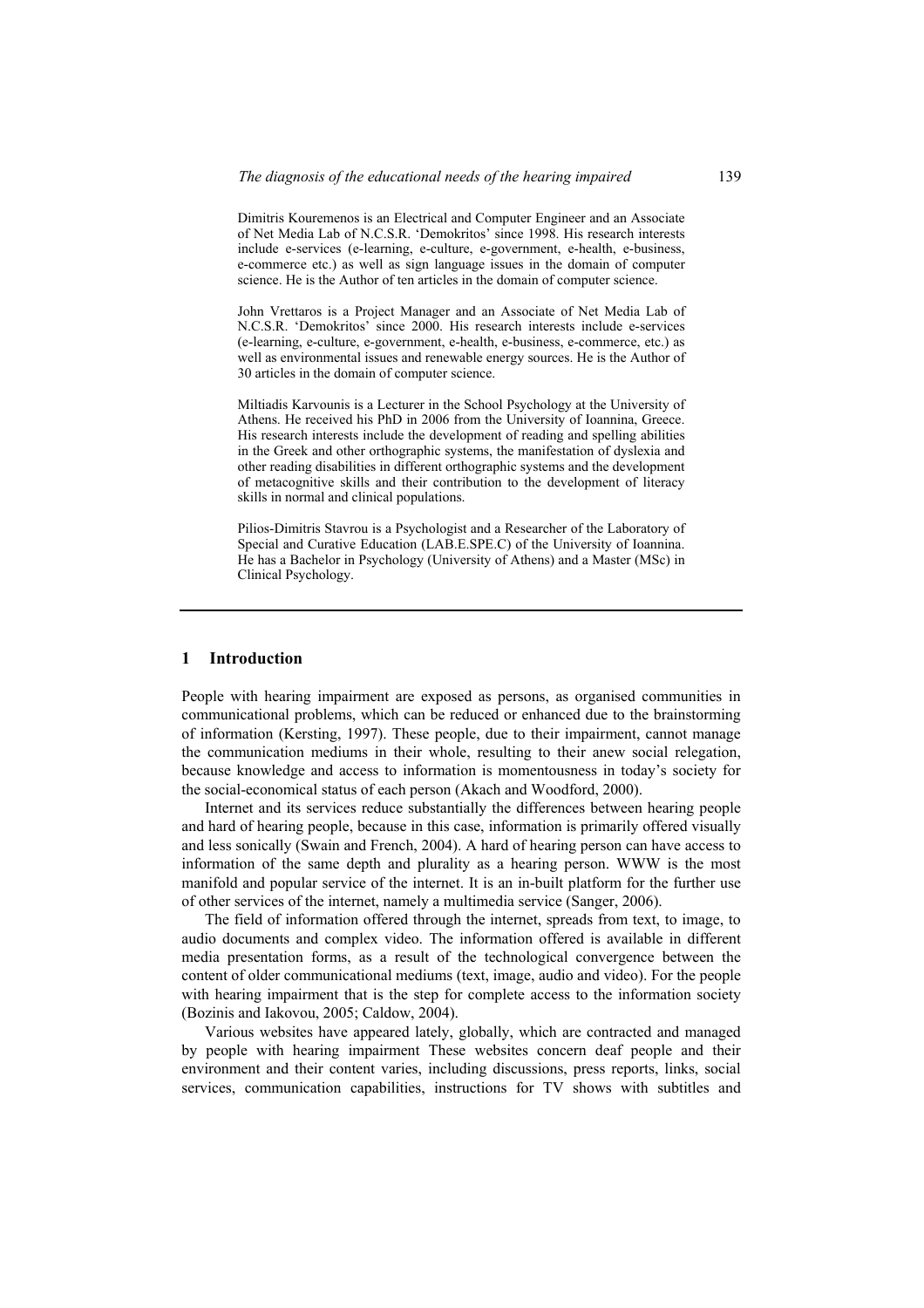Dimitris Kouremenos is an Electrical and Computer Engineer and an Associate of Net Media Lab of N.C.S.R. 'Demokritos' since 1998. His research interests include e-services (e-learning, e-culture, e-government, e-health, e-business, e-commerce etc.) as well as sign language issues in the domain of computer science. He is the Author of ten articles in the domain of computer science.

John Vrettaros is a Project Manager and an Associate of Net Media Lab of N.C.S.R. 'Demokritos' since 2000. His research interests include e-services (e-learning, e-culture, e-government, e-health, e-business, e-commerce, etc.) as well as environmental issues and renewable energy sources. He is the Author of 30 articles in the domain of computer science.

Miltiadis Karvounis is a Lecturer in the School Psychology at the University of Athens. He received his PhD in 2006 from the University of Ioannina, Greece. His research interests include the development of reading and spelling abilities in the Greek and other orthographic systems, the manifestation of dyslexia and other reading disabilities in different orthographic systems and the development of metacognitive skills and their contribution to the development of literacy skills in normal and clinical populations.

Pilios-Dimitris Stavrou is a Psychologist and a Researcher of the Laboratory of Special and Curative Education (LAB.E.SPE.C) of the University of Ioannina. He has a Bachelor in Psychology (University of Athens) and a Master (MSc) in Clinical Psychology.

## 1 Introduction

People with hearing impairment are exposed as persons, as organised communities in communicational problems, which can be reduced or enhanced due to the brainstorming of information (Kersting, 1997). These people, due to their impairment, cannot manage the communication mediums in their whole, resulting to their anew social relegation, because knowledge and access to information is momentousness in today's society for the social-economical status of each person (Akach and Woodford, 2000).

Internet and its services reduce substantially the differences between hearing people and hard of hearing people, because in this case, information is primarily offered visually and less sonically (Swain and French, 2004). A hard of hearing person can have access to information of the same depth and plurality as a hearing person. WWW is the most manifold and popular service of the internet. It is an in-built platform for the further use of other services of the internet, namely a multimedia service (Sanger, 2006).

The field of information offered through the internet, spreads from text, to image, to audio documents and complex video. The information offered is available in different media presentation forms, as a result of the technological convergence between the content of older communicational mediums (text, image, audio and video). For the people with hearing impairment that is the step for complete access to the information society (Bozinis and Iakovou, 2005; Caldow, 2004).

Various websites have appeared lately, globally, which are contracted and managed by people with hearing impairment These websites concern deaf people and their environment and their content varies, including discussions, press reports, links, social services, communication capabilities, instructions for TV shows with subtitles and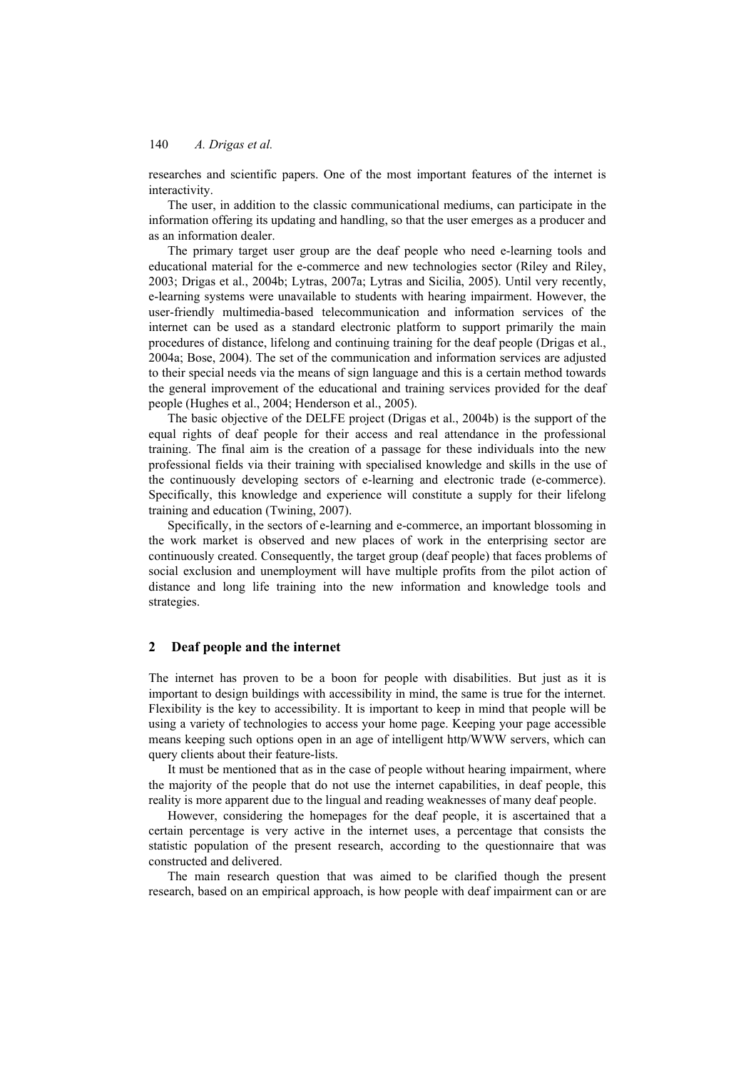researches and scientific papers. One of the most important features of the internet is interactivity.

The user, in addition to the classic communicational mediums, can participate in the information offering its updating and handling, so that the user emerges as a producer and as an information dealer.

The primary target user group are the deaf people who need e-learning tools and educational material for the e-commerce and new technologies sector (Riley and Riley, 2003; Drigas et al., 2004b; Lytras, 2007a; Lytras and Sicilia, 2005). Until very recently, e-learning systems were unavailable to students with hearing impairment. However, the user-friendly multimedia-based telecommunication and information services of the internet can be used as a standard electronic platform to support primarily the main procedures of distance, lifelong and continuing training for the deaf people (Drigas et al., 2004a; Bose, 2004). The set of the communication and information services are adjusted to their special needs via the means of sign language and this is a certain method towards the general improvement of the educational and training services provided for the deaf people (Hughes et al., 2004; Henderson et al., 2005).

The basic objective of the DELFE project (Drigas et al., 2004b) is the support of the equal rights of deaf people for their access and real attendance in the professional training. The final aim is the creation of a passage for these individuals into the new professional fields via their training with specialised knowledge and skills in the use of the continuously developing sectors of e-learning and electronic trade (e-commerce). Specifically, this knowledge and experience will constitute a supply for their lifelong training and education (Twining, 2007).

Specifically, in the sectors of e-learning and e-commerce, an important blossoming in the work market is observed and new places of work in the enterprising sector are continuously created. Consequently, the target group (deaf people) that faces problems of social exclusion and unemployment will have multiple profits from the pilot action of distance and long life training into the new information and knowledge tools and strategies.

## 2 Deaf people and the internet

The internet has proven to be a boon for people with disabilities. But just as it is important to design buildings with accessibility in mind, the same is true for the internet. Flexibility is the key to accessibility. It is important to keep in mind that people will be using a variety of technologies to access your home page. Keeping your page accessible means keeping such options open in an age of intelligent http/WWW servers, which can query clients about their feature-lists.

It must be mentioned that as in the case of people without hearing impairment, where the majority of the people that do not use the internet capabilities, in deaf people, this reality is more apparent due to the lingual and reading weaknesses of many deaf people.

However, considering the homepages for the deaf people, it is ascertained that a certain percentage is very active in the internet uses, a percentage that consists the statistic population of the present research, according to the questionnaire that was constructed and delivered.

The main research question that was aimed to be clarified though the present research, based on an empirical approach, is how people with deaf impairment can or are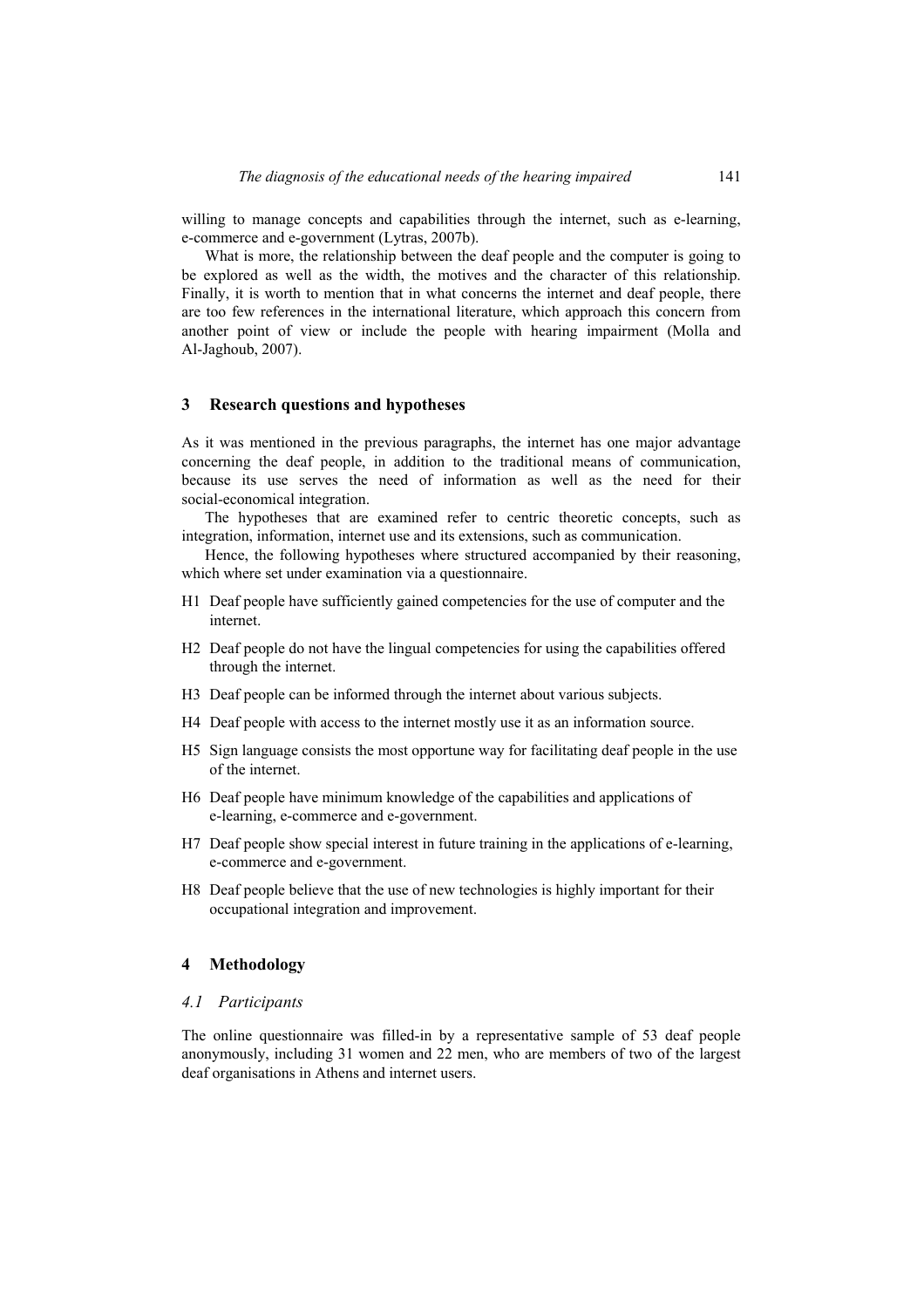willing to manage concepts and capabilities through the internet, such as e-learning, e-commerce and e-government (Lytras, 2007b).

What is more, the relationship between the deaf people and the computer is going to be explored as well as the width, the motives and the character of this relationship. Finally, it is worth to mention that in what concerns the internet and deaf people, there are too few references in the international literature, which approach this concern from another point of view or include the people with hearing impairment (Molla and Al-Jaghoub, 2007).

## 3 Research questions and hypotheses

As it was mentioned in the previous paragraphs, the internet has one major advantage concerning the deaf people, in addition to the traditional means of communication, because its use serves the need of information as well as the need for their social-economical integration.

The hypotheses that are examined refer to centric theoretic concepts, such as integration, information, internet use and its extensions, such as communication.

Hence, the following hypotheses where structured accompanied by their reasoning, which where set under examination via a questionnaire.

- H1 Deaf people have sufficiently gained competencies for the use of computer and the internet.
- H2 Deaf people do not have the lingual competencies for using the capabilities offered through the internet.
- H3 Deaf people can be informed through the internet about various subjects.
- H4 Deaf people with access to the internet mostly use it as an information source.
- H5 Sign language consists the most opportune way for facilitating deaf people in the use of the internet.
- H6 Deaf people have minimum knowledge of the capabilities and applications of e-learning, e-commerce and e-government.
- H7 Deaf people show special interest in future training in the applications of e-learning, e-commerce and e-government.
- H8 Deaf people believe that the use of new technologies is highly important for their occupational integration and improvement.

## 4 Methodology

### *4.1 Participants*

The online questionnaire was filled-in by a representative sample of 53 deaf people anonymously, including 31 women and 22 men, who are members of two of the largest deaf organisations in Athens and internet users.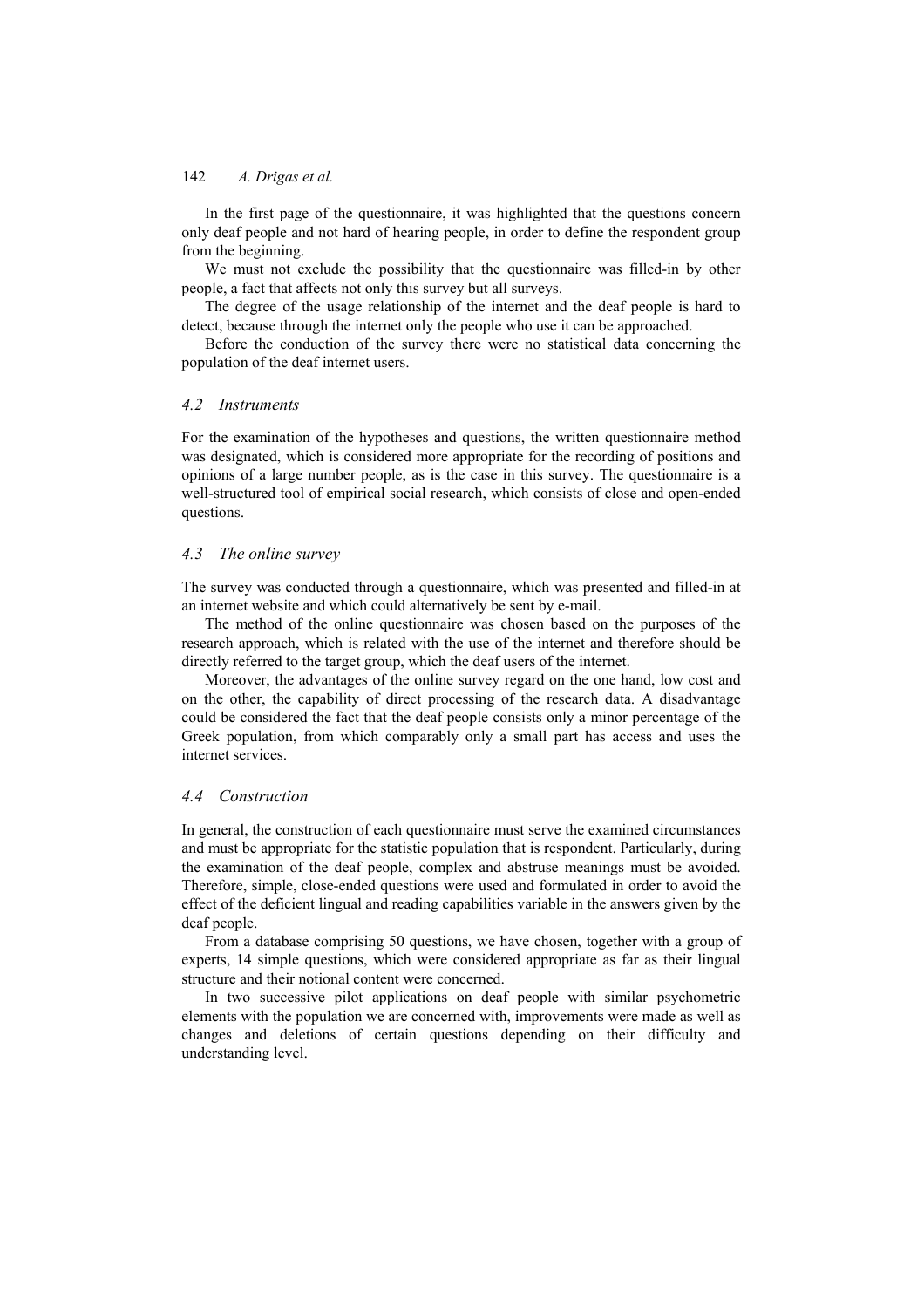In the first page of the questionnaire, it was highlighted that the questions concern only deaf people and not hard of hearing people, in order to define the respondent group from the beginning.

We must not exclude the possibility that the questionnaire was filled-in by other people, a fact that affects not only this survey but all surveys.

The degree of the usage relationship of the internet and the deaf people is hard to detect, because through the internet only the people who use it can be approached.

Before the conduction of the survey there were no statistical data concerning the population of the deaf internet users.

### *4.2 Instruments*

For the examination of the hypotheses and questions, the written questionnaire method was designated, which is considered more appropriate for the recording of positions and opinions of a large number people, as is the case in this survey. The questionnaire is a well-structured tool of empirical social research, which consists of close and open-ended questions.

### *4.3 The online survey*

The survey was conducted through a questionnaire, which was presented and filled-in at an internet website and which could alternatively be sent by e-mail.

The method of the online questionnaire was chosen based on the purposes of the research approach, which is related with the use of the internet and therefore should be directly referred to the target group, which the deaf users of the internet.

Moreover, the advantages of the online survey regard on the one hand, low cost and on the other, the capability of direct processing of the research data. A disadvantage could be considered the fact that the deaf people consists only a minor percentage of the Greek population, from which comparably only a small part has access and uses the internet services.

### *4.4 Construction*

In general, the construction of each questionnaire must serve the examined circumstances and must be appropriate for the statistic population that is respondent. Particularly, during the examination of the deaf people, complex and abstruse meanings must be avoided. Therefore, simple, close-ended questions were used and formulated in order to avoid the effect of the deficient lingual and reading capabilities variable in the answers given by the deaf people.

From a database comprising 50 questions, we have chosen, together with a group of experts, 14 simple questions, which were considered appropriate as far as their lingual structure and their notional content were concerned.

In two successive pilot applications on deaf people with similar psychometric elements with the population we are concerned with, improvements were made as well as changes and deletions of certain questions depending on their difficulty and understanding level.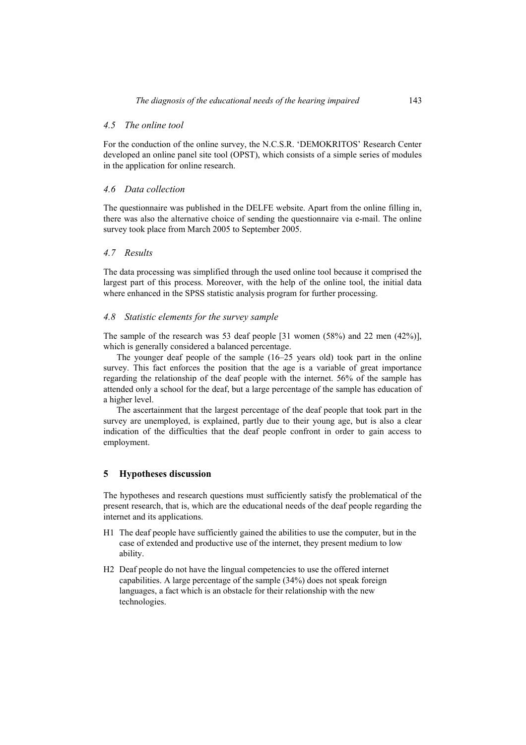### *4.5 The online tool*

For the conduction of the online survey, the N.C.S.R. 'DEMOKRITOS' Research Center developed an online panel site tool (OPST), which consists of a simple series of modules in the application for online research.

### *4.6 Data collection*

The questionnaire was published in the DELFE website. Apart from the online filling in, there was also the alternative choice of sending the questionnaire via e-mail. The online survey took place from March 2005 to September 2005.

### *4.7 Results*

The data processing was simplified through the used online tool because it comprised the largest part of this process. Moreover, with the help of the online tool, the initial data where enhanced in the SPSS statistic analysis program for further processing.

### *4.8 Statistic elements for the survey sample*

The sample of the research was 53 deaf people [31 women (58%) and 22 men (42%)], which is generally considered a balanced percentage.

The younger deaf people of the sample (16–25 years old) took part in the online survey. This fact enforces the position that the age is a variable of great importance regarding the relationship of the deaf people with the internet. 56% of the sample has attended only a school for the deaf, but a large percentage of the sample has education of a higher level.

The ascertainment that the largest percentage of the deaf people that took part in the survey are unemployed, is explained, partly due to their young age, but is also a clear indication of the difficulties that the deaf people confront in order to gain access to employment.

## 5 Hypotheses discussion

The hypotheses and research questions must sufficiently satisfy the problematical of the present research, that is, which are the educational needs of the deaf people regarding the internet and its applications.

- H1 The deaf people have sufficiently gained the abilities to use the computer, but in the case of extended and productive use of the internet, they present medium to low ability.
- H2 Deaf people do not have the lingual competencies to use the offered internet capabilities. A large percentage of the sample (34%) does not speak foreign languages, a fact which is an obstacle for their relationship with the new technologies.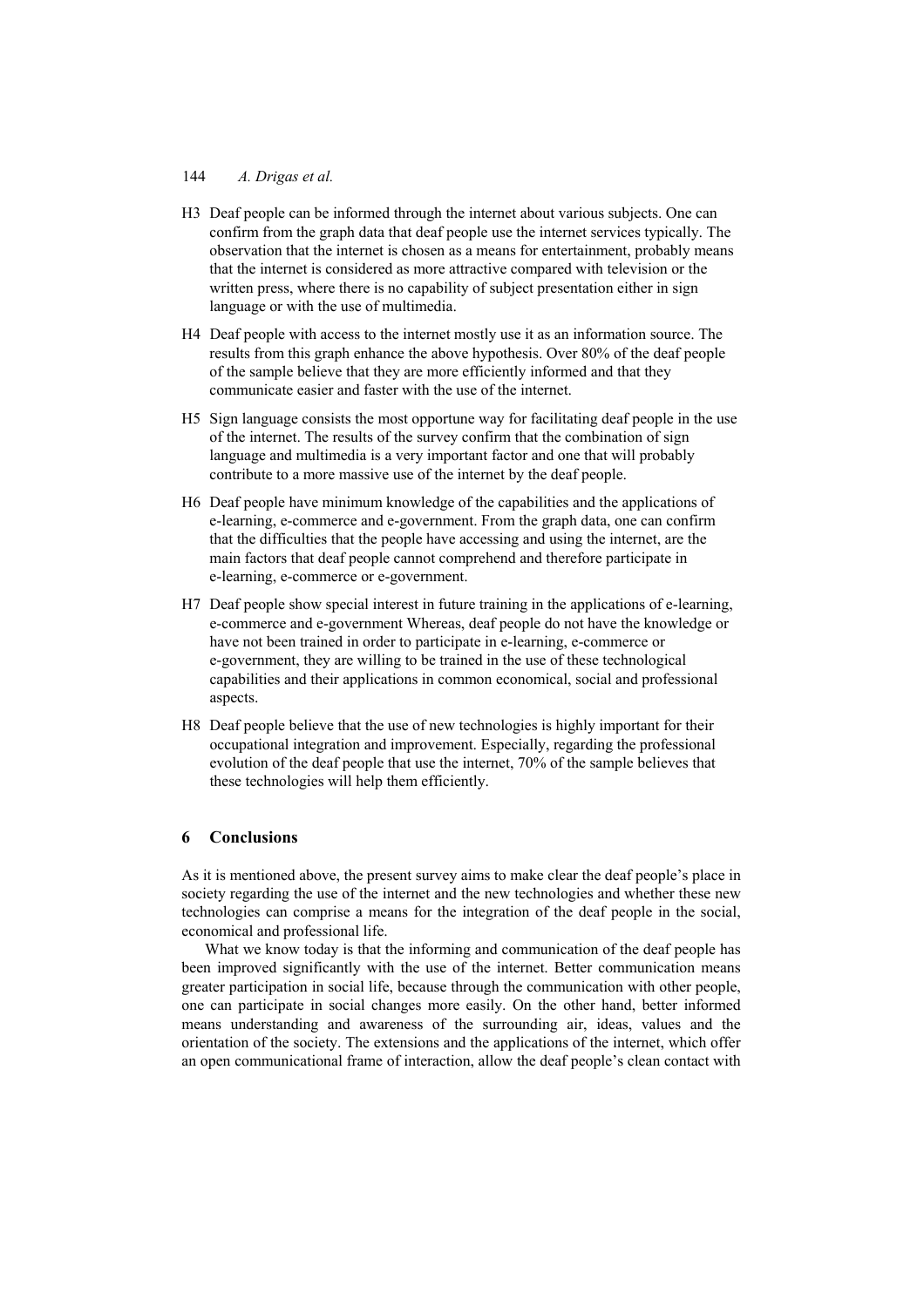- H3 Deaf people can be informed through the internet about various subjects. One can confirm from the graph data that deaf people use the internet services typically. The observation that the internet is chosen as a means for entertainment, probably means that the internet is considered as more attractive compared with television or the written press, where there is no capability of subject presentation either in sign language or with the use of multimedia.
- H4 Deaf people with access to the internet mostly use it as an information source. The results from this graph enhance the above hypothesis. Over 80% of the deaf people of the sample believe that they are more efficiently informed and that they communicate easier and faster with the use of the internet.
- H5 Sign language consists the most opportune way for facilitating deaf people in the use of the internet. The results of the survey confirm that the combination of sign language and multimedia is a very important factor and one that will probably contribute to a more massive use of the internet by the deaf people.
- H6 Deaf people have minimum knowledge of the capabilities and the applications of e-learning, e-commerce and e-government. From the graph data, one can confirm that the difficulties that the people have accessing and using the internet, are the main factors that deaf people cannot comprehend and therefore participate in e-learning, e-commerce or e-government.
- H7 Deaf people show special interest in future training in the applications of e-learning, e-commerce and e-government Whereas, deaf people do not have the knowledge or have not been trained in order to participate in e-learning, e-commerce or e-government, they are willing to be trained in the use of these technological capabilities and their applications in common economical, social and professional aspects.
- H8 Deaf people believe that the use of new technologies is highly important for their occupational integration and improvement. Especially, regarding the professional evolution of the deaf people that use the internet, 70% of the sample believes that these technologies will help them efficiently.

## 6 Conclusions

As it is mentioned above, the present survey aims to make clear the deaf people's place in society regarding the use of the internet and the new technologies and whether these new technologies can comprise a means for the integration of the deaf people in the social, economical and professional life.

What we know today is that the informing and communication of the deaf people has been improved significantly with the use of the internet. Better communication means greater participation in social life, because through the communication with other people, one can participate in social changes more easily. On the other hand, better informed means understanding and awareness of the surrounding air, ideas, values and the orientation of the society. The extensions and the applications of the internet, which offer an open communicational frame of interaction, allow the deaf people's clean contact with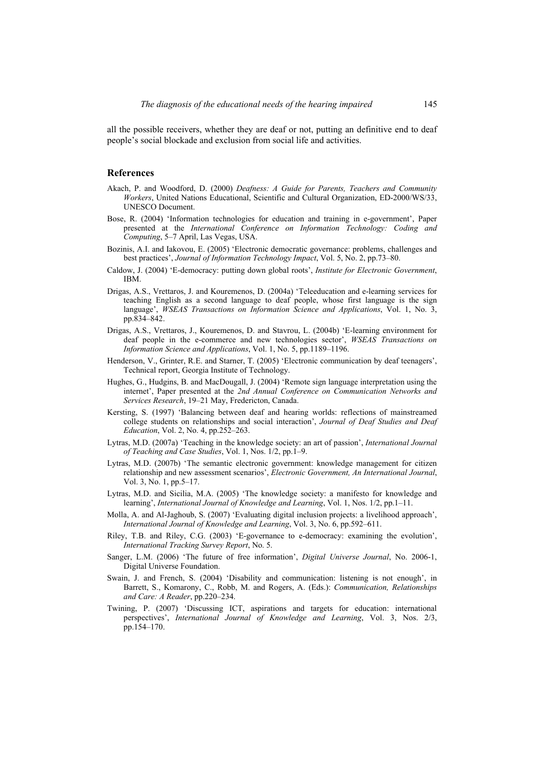all the possible receivers, whether they are deaf or not, putting an definitive end to deaf people's social blockade and exclusion from social life and activities.

## References

Akach, P. and Woodford, D. (2000) *Deafness: A Guide for Parents, Teachers and Community Workers*, United Nations Educational, Scientific and Cultural Organization, ED-2000/WS/33, UNESCO Document.

Bose, R. (2004) 'Information technologies for education and training in e-government', Paper presented at the *International Conference on Information Technology: Coding and Computing*, 5–7 April, Las Vegas, USA.

Bozinis, A.I. and Iakovou, E. (2005) 'Electronic democratic governance: problems, challenges and best practices', *Journal of Information Technology Impact*, Vol. 5, No. 2, pp.73–80.

Caldow, J. (2004) 'E-democracy: putting down global roots', *Institute for Electronic Government*, IBM.

Drigas, A.S., Vrettaros, J. and Kouremenos, D. (2004a) 'Teleeducation and e-learning services for teaching English as a second language to deaf people, whose first language is the sign language', *WSEAS Transactions on Information Science and Applications*, Vol. 1, No. 3, pp.834–842.

Drigas, A.S., Vrettaros, J., Kouremenos, D. and Stavrou, L. (2004b) 'E-learning environment for deaf people in the e-commerce and new technologies sector', *WSEAS Transactions on Information Science and Applications*, Vol. 1, No. 5, pp.1189–1196.

Henderson, V., Grinter, R.E. and Starner, T. (2005) 'Electronic communication by deaf teenagers', Technical report, Georgia Institute of Technology.

Hughes, G., Hudgins, B. and MacDougall, J. (2004) 'Remote sign language interpretation using the internet', Paper presented at the *2nd Annual Conference on Communication Networks and Services Research*, 19–21 May, Fredericton, Canada.

Kersting, S. (1997) 'Balancing between deaf and hearing worlds: reflections of mainstreamed college students on relationships and social interaction', *Journal of Deaf Studies and Deaf Education*, Vol. 2, No. 4, pp.252–263.

Lytras, M.D. (2007a) 'Teaching in the knowledge society: an art of passion', *International Journal of Teaching and Case Studies*, Vol. 1, Nos. 1/2, pp.1–9.

Lytras, M.D. (2007b) 'The semantic electronic government: knowledge management for citizen relationship and new assessment scenarios', *Electronic Government, An International Journal*, Vol. 3, No. 1, pp.5–17.

Lytras, M.D. and Sicilia, M.A. (2005) 'The knowledge society: a manifesto for knowledge and learning', *International Journal of Knowledge and Learning*, Vol. 1, Nos. 1/2, pp.1–11.

Molla, A. and Al-Jaghoub, S. (2007) 'Evaluating digital inclusion projects: a livelihood approach', *International Journal of Knowledge and Learning*, Vol. 3, No. 6, pp.592–611.

Riley, T.B. and Riley, C.G. (2003) 'E-governance to e-democracy: examining the evolution', *International Tracking Survey Report*, No. 5.

Sanger, L.M. (2006) 'The future of free information', *Digital Universe Journal*, No. 2006-1, Digital Universe Foundation.

Swain, J. and French, S. (2004) 'Disability and communication: listening is not enough', in Barrett, S., Komarony, C., Robb, M. and Rogers, A. (Eds.): *Communication, Relationships and Care: A Reader*, pp.220–234.

Twining, P. (2007) 'Discussing ICT, aspirations and targets for education: international perspectives', *International Journal of Knowledge and Learning*, Vol. 3, Nos. 2/3, pp.154–170.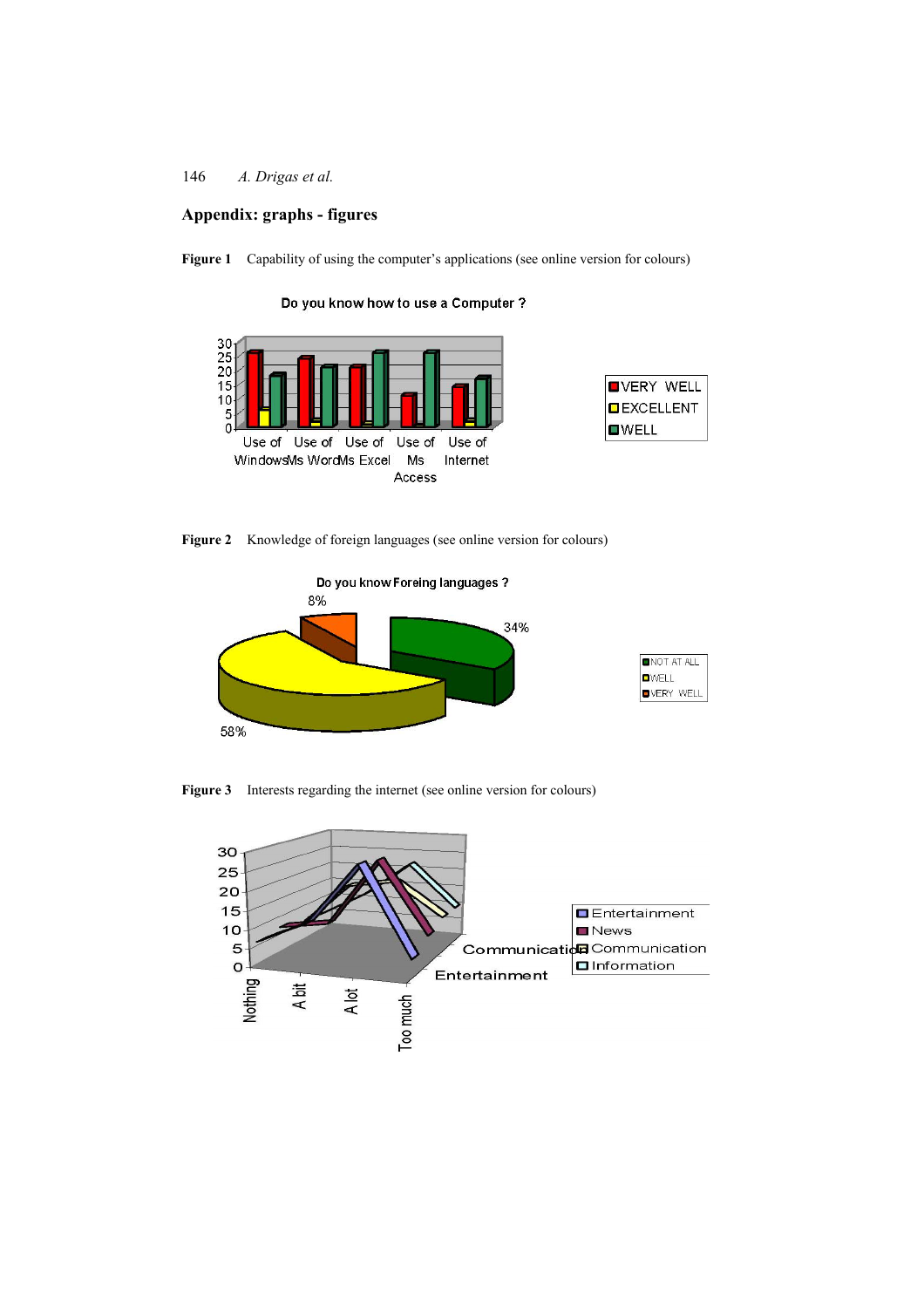## Appendix: graphs - figures

**Figure 1** Capability of using the computer's applications (see online version for colours)

**Figure 2** Knowledge of foreign languages (see online version for colours)

**Figure 3** Interests regarding the internet (see online version for colours)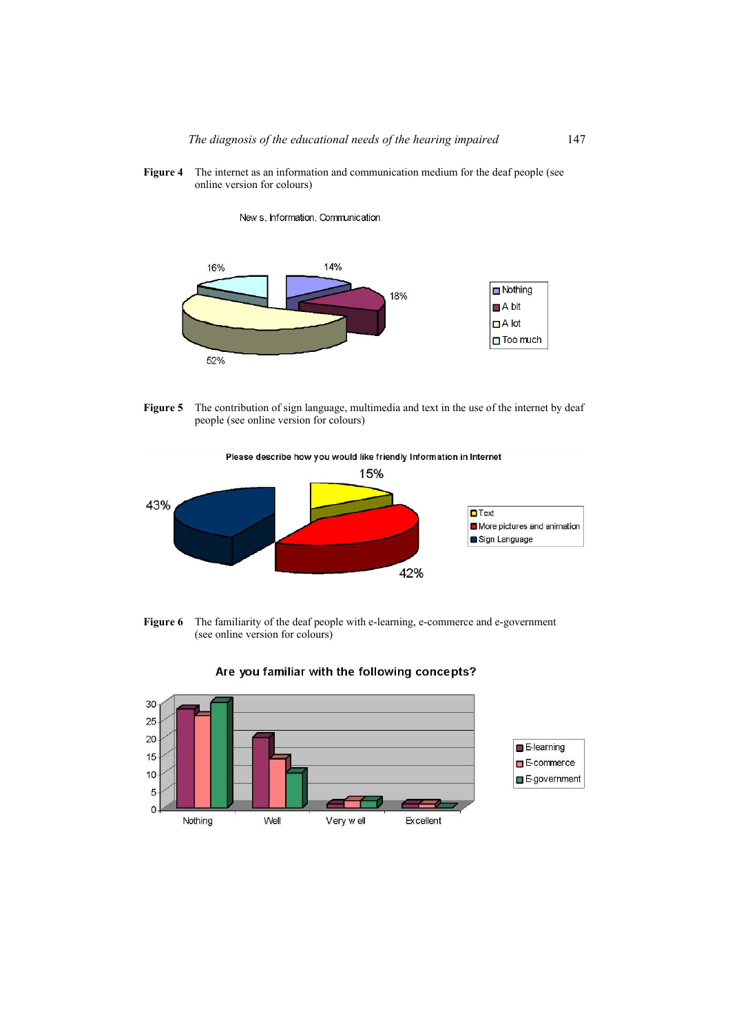**Figure 4** The internet as an information and communication medium for the deaf people (see online version for colours)

**Figure 5** The contribution of sign language, multimedia and text in the use of the internet by deaf people (see online version for colours)

**Figure 6** The familiarity of the deaf people with e-learning, e-commerce and e-government (see online version for colours)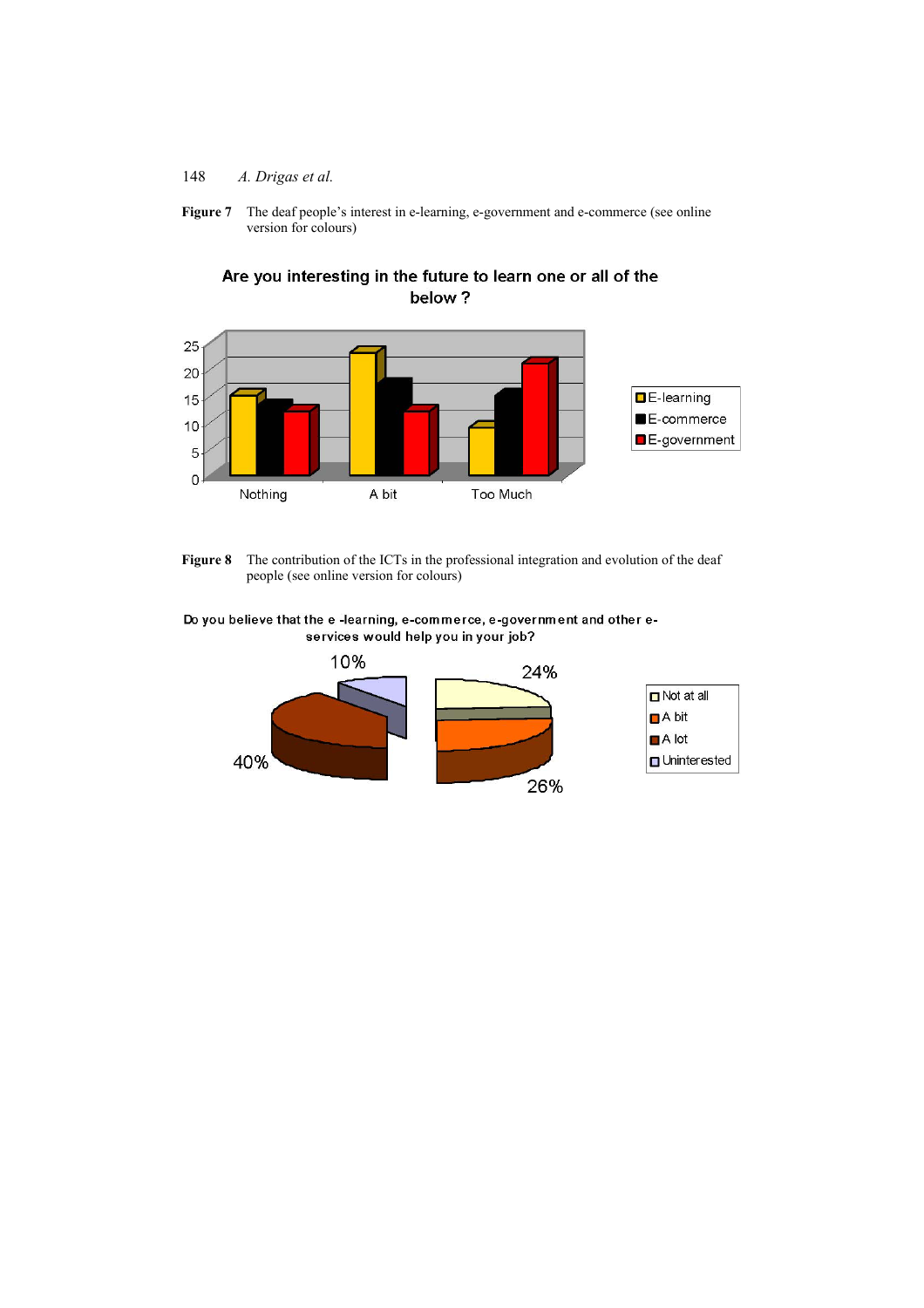**Figure 7** The deaf people's interest in e-learning, e-government and e-commerce (see online version for colours)

Are you interesting in the future to learn one or all of the below ?

25
20
15
10
5
0

Nothing
A bit
Too Much

E-learning
E-commerce
E-government

**Figure 8** The contribution of the ICTs in the professional integration and evolution of the deaf people (see online version for colours)

Do you believe that the e -learning, e-commerce, e-government and other e-services would help you in your job?

10%
24%
40%
26%

Not at all
A bit
A lot
Uninterested